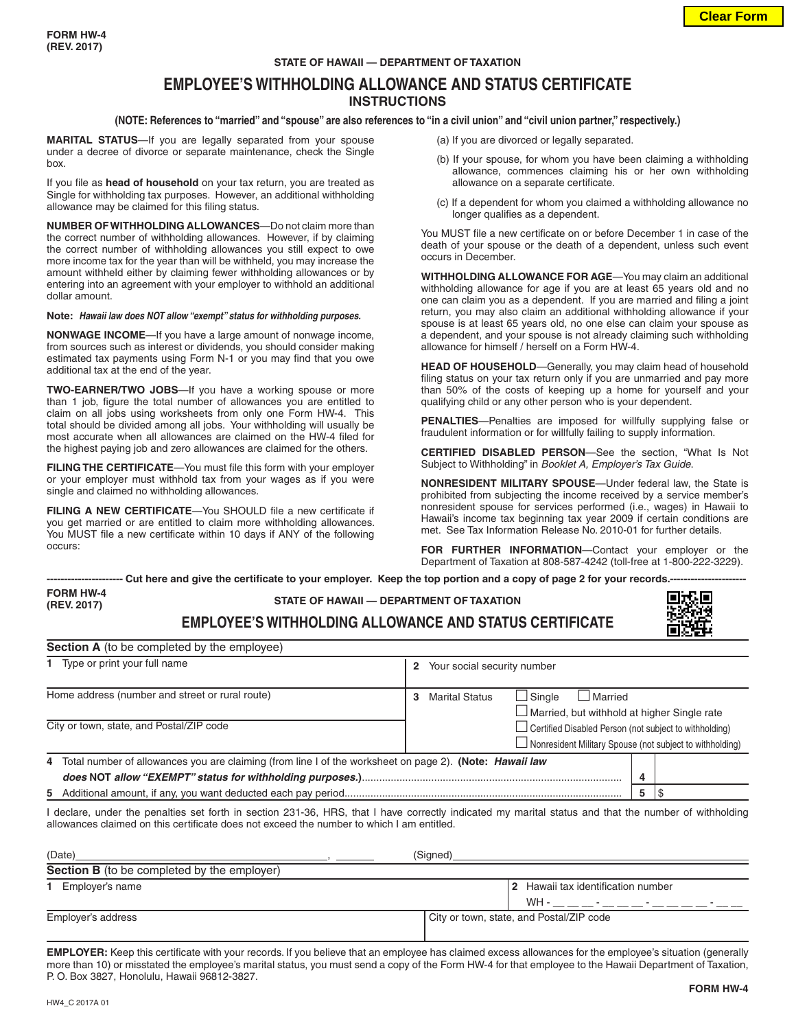FORM HW-4
(REV. 2017)

STATE OF HAWAII — DEPARTMENT OF TAXATION

# EMPLOYEE'S WITHHOLDING ALLOWANCE AND STATUS CERTIFICATE

## INSTRUCTIONS

**(NOTE: References to "married" and "spouse" are also references to "in a civil union" and "civil union partner," respectively.)**

**MARITAL STATUS**—If you are legally separated from your spouse under a decree of divorce or separate maintenance, check the Single box.

If you file as **head of household** on your tax return, you are treated as Single for withholding tax purposes. However, an additional withholding allowance may be claimed for this filing status.

**NUMBER OF WITHHOLDING ALLOWANCES**—Do not claim more than the correct number of withholding allowances. However, if by claiming the correct number of withholding allowances you still expect to owe more income tax for the year than will be withheld, you may increase the amount withheld either by claiming fewer withholding allowances or by entering into an agreement with your employer to withhold an additional dollar amount.

**Note:** ***Hawaii law does NOT allow "exempt" status for withholding purposes.***

**NONWAGE INCOME**—If you have a large amount of nonwage income, from sources such as interest or dividends, you should consider making estimated tax payments using Form N-1 or you may find that you owe additional tax at the end of the year.

**TWO-EARNER/TWO JOBS**—If you have a working spouse or more than 1 job, figure the total number of allowances you are entitled to claim on all jobs using worksheets from only one Form HW-4. This total should be divided among all jobs. Your withholding will usually be most accurate when all allowances are claimed on the HW-4 filed for the highest paying job and zero allowances are claimed for the others.

**FILING THE CERTIFICATE**—You must file this form with your employer or your employer must withhold tax from your wages as if you were single and claimed no withholding allowances.

**FILING A NEW CERTIFICATE**—You SHOULD file a new certificate if you get married or are entitled to claim more withholding allowances. You MUST file a new certificate within 10 days if ANY of the following occurs:

(a) If you are divorced or legally separated.

(b) If your spouse, for whom you have been claiming a withholding allowance, commences claiming his or her own withholding allowance on a separate certificate.

(c) If a dependent for whom you claimed a withholding allowance no longer qualifies as a dependent.

You MUST file a new certificate on or before December 1 in case of the death of your spouse or the death of a dependent, unless such event occurs in December.

**WITHHOLDING ALLOWANCE FOR AGE**—You may claim an additional withholding allowance for age if you are at least 65 years old and no one can claim you as a dependent. If you are married and filing a joint return, you may also claim an additional withholding allowance if your spouse is at least 65 years old, no one else can claim your spouse as a dependent, and your spouse is not already claiming such withholding allowance for himself / herself on a Form HW-4.

**HEAD OF HOUSEHOLD**—Generally, you may claim head of household filing status on your tax return only if you are unmarried and pay more than 50% of the costs of keeping up a home for yourself and your qualifying child or any other person who is your dependent.

**PENALTIES**—Penalties are imposed for willfully supplying false or fraudulent information or for willfully failing to supply information.

**CERTIFIED DISABLED PERSON**—See the section, "What Is Not Subject to Withholding" in *Booklet A, Employer's Tax Guide.*

**NONRESIDENT MILITARY SPOUSE**—Under federal law, the State is prohibited from subjecting the income received by a service member's nonresident spouse for services performed (i.e., wages) in Hawaii to Hawaii's income tax beginning tax year 2009 if certain conditions are met. See Tax Information Release No. 2010-01 for further details.

**FOR FURTHER INFORMATION**—Contact your employer or the Department of Taxation at 808-587-4242 (toll-free at 1-800-222-3229).

---------------------- **Cut here and give the certificate to your employer. Keep the top portion and a copy of page 2 for your records.** ----------------------

FORM HW-4
(REV. 2017)

STATE OF HAWAII — DEPARTMENT OF TAXATION

## EMPLOYEE'S WITHHOLDING ALLOWANCE AND STATUS CERTIFICATE

**Section A** (to be completed by the employee)

| | |
|---|---|
| **1** Type or print your full name | **2** Your social security number |
| Home address (number and street or rural route) | **3** Marital Status ☐ Single ☐ Married ☐ Married, but withhold at higher Single rate ☐ Certified Disabled Person (not subject to withholding) ☐ Nonresident Military Spouse (not subject to withholding) |
| City or town, state, and Postal/ZIP code | |

| | | |
|---|---|---|
| **4** Total number of allowances you are claiming (from line I of the worksheet on page 2). **(Note: *Hawaii law does* NOT *allow "EXEMPT" status for withholding purposes.*)** | **4** | |
| **5** Additional amount, if any, you want deducted each pay period | **5** | $ |

I declare, under the penalties set forth in section 231-36, HRS, that I have correctly indicated my marital status and that the number of withholding allowances claimed on this certificate does not exceed the number to which I am entitled.

(Date)________________________________, ______ (Signed)________________________________

**Section B** (to be completed by the employer)

| | |
|---|---|
| **1** Employer's name | **2** Hawaii tax identification number WH - __ __ __ - __ __ __ - __ __ __ __ - __ __ |
| Employer's address | City or town, state, and Postal/ZIP code |

**EMPLOYER:** Keep this certificate with your records. If you believe that an employee has claimed excess allowances for the employee's situation (generally more than 10) or misstated the employee's marital status, you must send a copy of the Form HW-4 for that employee to the Hawaii Department of Taxation, P. O. Box 3827, Honolulu, Hawaii 96812-3827.

HW4_C 2017A 01

FORM HW-4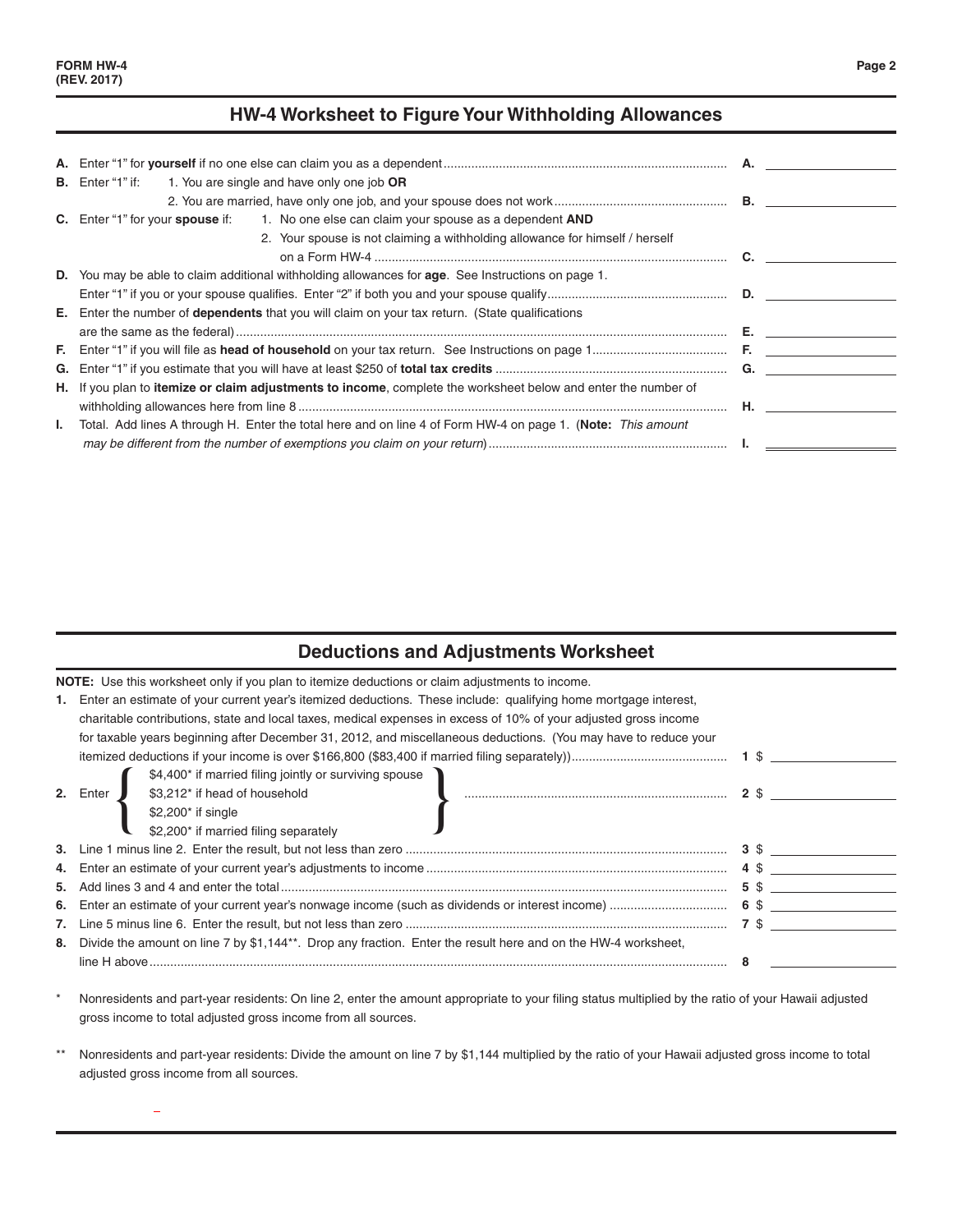## HW-4 Worksheet to Figure Your Withholding Allowances

**A.** Enter "1" for **yourself** if no one else can claim you as a dependent ........ **A.** ______

**B.** Enter "1" if: 1. You are single and have only one job **OR**
2. You are married, have only one job, and your spouse does not work ........ **B.** ______

**C.** Enter "1" for your **spouse** if: 1. No one else can claim your spouse as a dependent **AND**
2. Your spouse is not claiming a withholding allowance for himself / herself on a Form HW-4 ........ **C.** ______

**D.** You may be able to claim additional withholding allowances for **age**. See Instructions on page 1.
Enter "1" if you or your spouse qualifies. Enter "2" if both you and your spouse qualify ........ **D.** ______

**E.** Enter the number of **dependents** that you will claim on your tax return. (State qualifications are the same as the federal) ........ **E.** ______

**F.** Enter "1" if you will file as **head of household** on your tax return. See Instructions on page 1 ........ **F.** ______

**G.** Enter "1" if you estimate that you will have at least $250 of **total tax credits** ........ **G.** ______

**H.** If you plan to **itemize or claim adjustments to income**, complete the worksheet below and enter the number of withholding allowances here from line 8 ........ **H.** ______

**I.** Total. Add lines A through H. Enter the total here and on line 4 of Form HW-4 on page 1. (**Note:** *This amount may be different from the number of exemptions you claim on your return*) ........ **I.** ______

## Deductions and Adjustments Worksheet

**NOTE:** Use this worksheet only if you plan to itemize deductions or claim adjustments to income.

**1.** Enter an estimate of your current year's itemized deductions. These include: qualifying home mortgage interest, charitable contributions, state and local taxes, medical expenses in excess of 10% of your adjusted gross income for taxable years beginning after December 31, 2012, and miscellaneous deductions. (You may have to reduce your itemized deductions if your income is over $166,800 ($83,400 if married filing separately)) ........ **1** $ ______

**2.** Enter
- $4,400* if married filing jointly or surviving spouse
- $3,212* if head of household
- $2,200* if single
- $2,200* if married filing separately

........ **2** $ ______

**3.** Line 1 minus line 2. Enter the result, but not less than zero ........ **3** $ ______

**4.** Enter an estimate of your current year's adjustments to income ........ **4** $ ______

**5.** Add lines 3 and 4 and enter the total ........ **5** $ ______

**6.** Enter an estimate of your current year's nonwage income (such as dividends or interest income) ........ **6** $ ______

**7.** Line 5 minus line 6. Enter the result, but not less than zero ........ **7** $ ______

**8.** Divide the amount on line 7 by $1,144**. Drop any fraction. Enter the result here and on the HW-4 worksheet, line H above ........ **8** ______

\* Nonresidents and part-year residents: On line 2, enter the amount appropriate to your filing status multiplied by the ratio of your Hawaii adjusted gross income to total adjusted gross income from all sources.

\*\* Nonresidents and part-year residents: Divide the amount on line 7 by $1,144 multiplied by the ratio of your Hawaii adjusted gross income to total adjusted gross income from all sources.